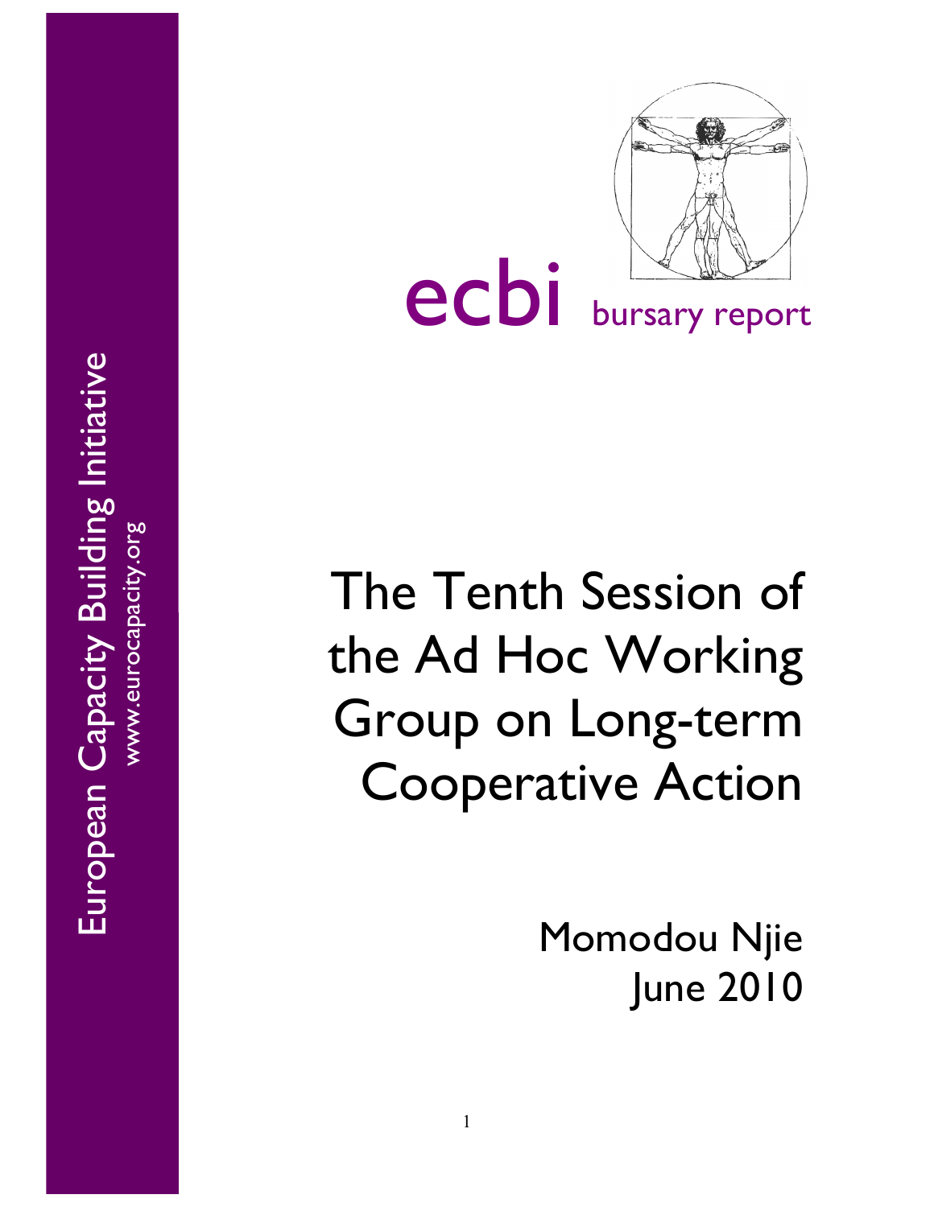European Capacity Building Initiative

www.eurocapacity.org

ecbi bursary report

# The Tenth Session of the Ad Hoc Working Group on Long-term Cooperative Action

Momodou Njie

June 2010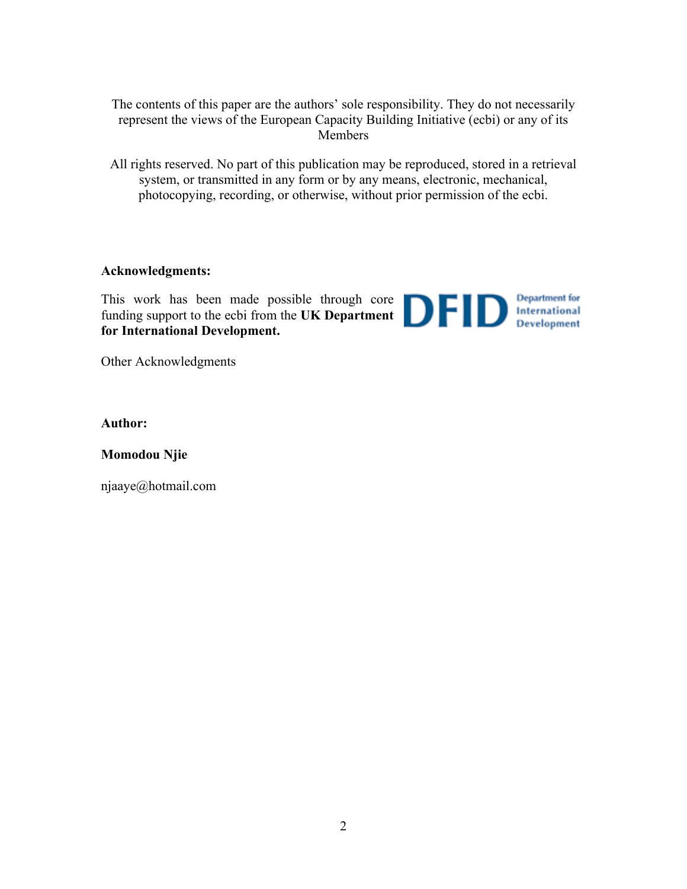The contents of this paper are the authors' sole responsibility. They do not necessarily represent the views of the European Capacity Building Initiative (ecbi) or any of its Members

All rights reserved. No part of this publication may be reproduced, stored in a retrieval system, or transmitted in any form or by any means, electronic, mechanical, photocopying, recording, or otherwise, without prior permission of the ecbi.

**Acknowledgments:**

This work has been made possible through core funding support to the ecbi from the **UK Department for International Development.**

DFID Department for International Development

Other Acknowledgments

**Author:**

**Momodou Njie**

njaaye@hotmail.com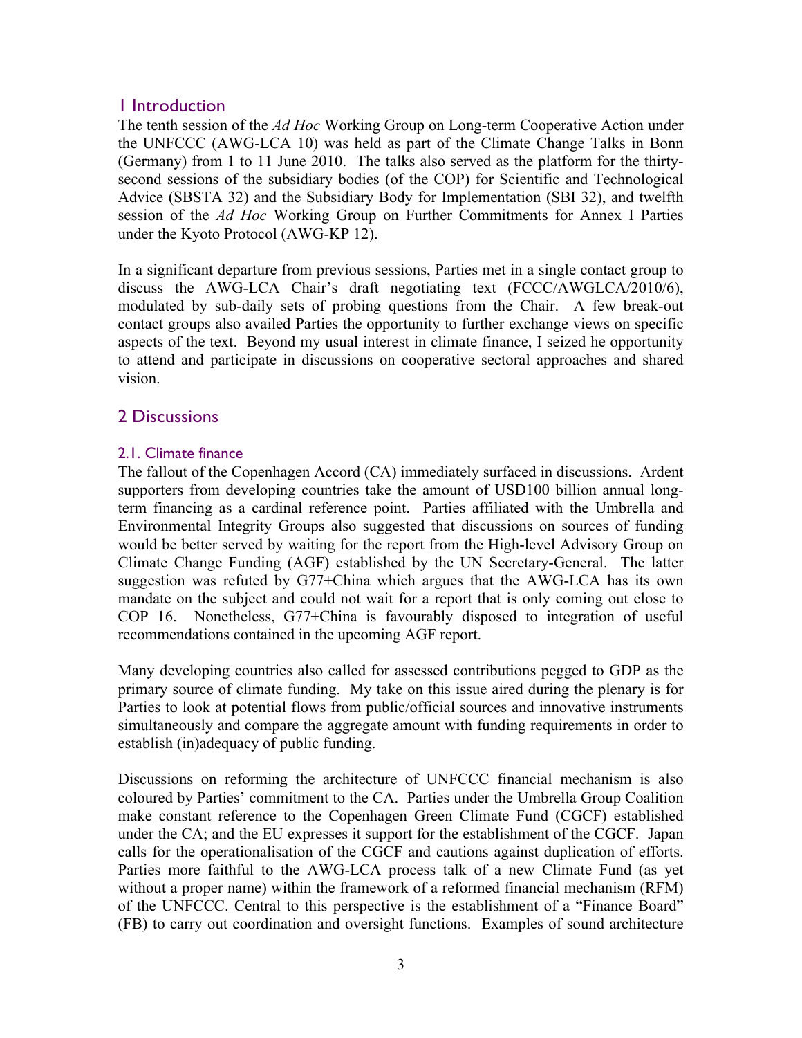## 1 Introduction

The tenth session of the *Ad Hoc* Working Group on Long-term Cooperative Action under the UNFCCC (AWG-LCA 10) was held as part of the Climate Change Talks in Bonn (Germany) from 1 to 11 June 2010. The talks also served as the platform for the thirty-second sessions of the subsidiary bodies (of the COP) for Scientific and Technological Advice (SBSTA 32) and the Subsidiary Body for Implementation (SBI 32), and twelfth session of the *Ad Hoc* Working Group on Further Commitments for Annex I Parties under the Kyoto Protocol (AWG-KP 12).

In a significant departure from previous sessions, Parties met in a single contact group to discuss the AWG-LCA Chair's draft negotiating text (FCCC/AWGLCA/2010/6), modulated by sub-daily sets of probing questions from the Chair. A few break-out contact groups also availed Parties the opportunity to further exchange views on specific aspects of the text. Beyond my usual interest in climate finance, I seized he opportunity to attend and participate in discussions on cooperative sectoral approaches and shared vision.

## 2 Discussions

### 2.1. Climate finance

The fallout of the Copenhagen Accord (CA) immediately surfaced in discussions. Ardent supporters from developing countries take the amount of USD100 billion annual long-term financing as a cardinal reference point. Parties affiliated with the Umbrella and Environmental Integrity Groups also suggested that discussions on sources of funding would be better served by waiting for the report from the High-level Advisory Group on Climate Change Funding (AGF) established by the UN Secretary-General. The latter suggestion was refuted by G77+China which argues that the AWG-LCA has its own mandate on the subject and could not wait for a report that is only coming out close to COP 16. Nonetheless, G77+China is favourably disposed to integration of useful recommendations contained in the upcoming AGF report.

Many developing countries also called for assessed contributions pegged to GDP as the primary source of climate funding. My take on this issue aired during the plenary is for Parties to look at potential flows from public/official sources and innovative instruments simultaneously and compare the aggregate amount with funding requirements in order to establish (in)adequacy of public funding.

Discussions on reforming the architecture of UNFCCC financial mechanism is also coloured by Parties' commitment to the CA. Parties under the Umbrella Group Coalition make constant reference to the Copenhagen Green Climate Fund (CGCF) established under the CA; and the EU expresses it support for the establishment of the CGCF. Japan calls for the operationalisation of the CGCF and cautions against duplication of efforts. Parties more faithful to the AWG-LCA process talk of a new Climate Fund (as yet without a proper name) within the framework of a reformed financial mechanism (RFM) of the UNFCCC. Central to this perspective is the establishment of a "Finance Board" (FB) to carry out coordination and oversight functions. Examples of sound architecture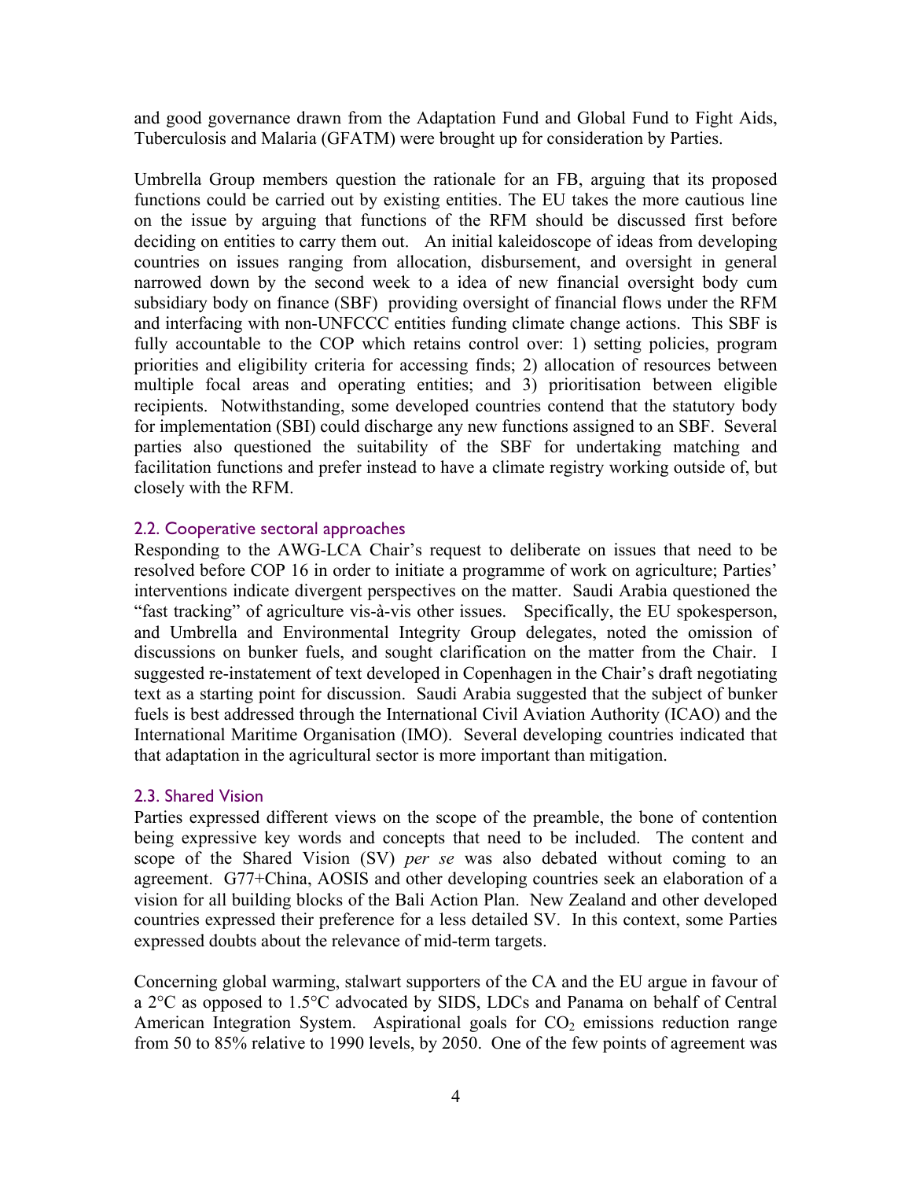and good governance drawn from the Adaptation Fund and Global Fund to Fight Aids, Tuberculosis and Malaria (GFATM) were brought up for consideration by Parties.

Umbrella Group members question the rationale for an FB, arguing that its proposed functions could be carried out by existing entities. The EU takes the more cautious line on the issue by arguing that functions of the RFM should be discussed first before deciding on entities to carry them out. An initial kaleidoscope of ideas from developing countries on issues ranging from allocation, disbursement, and oversight in general narrowed down by the second week to a idea of new financial oversight body cum subsidiary body on finance (SBF) providing oversight of financial flows under the RFM and interfacing with non-UNFCCC entities funding climate change actions. This SBF is fully accountable to the COP which retains control over: 1) setting policies, program priorities and eligibility criteria for accessing finds; 2) allocation of resources between multiple focal areas and operating entities; and 3) prioritisation between eligible recipients. Notwithstanding, some developed countries contend that the statutory body for implementation (SBI) could discharge any new functions assigned to an SBF. Several parties also questioned the suitability of the SBF for undertaking matching and facilitation functions and prefer instead to have a climate registry working outside of, but closely with the RFM.

### 2.2. Cooperative sectoral approaches

Responding to the AWG-LCA Chair's request to deliberate on issues that need to be resolved before COP 16 in order to initiate a programme of work on agriculture; Parties' interventions indicate divergent perspectives on the matter. Saudi Arabia questioned the "fast tracking" of agriculture vis-à-vis other issues. Specifically, the EU spokesperson, and Umbrella and Environmental Integrity Group delegates, noted the omission of discussions on bunker fuels, and sought clarification on the matter from the Chair. I suggested re-instatement of text developed in Copenhagen in the Chair's draft negotiating text as a starting point for discussion. Saudi Arabia suggested that the subject of bunker fuels is best addressed through the International Civil Aviation Authority (ICAO) and the International Maritime Organisation (IMO). Several developing countries indicated that that adaptation in the agricultural sector is more important than mitigation.

### 2.3. Shared Vision

Parties expressed different views on the scope of the preamble, the bone of contention being expressive key words and concepts that need to be included. The content and scope of the Shared Vision (SV) *per se* was also debated without coming to an agreement. G77+China, AOSIS and other developing countries seek an elaboration of a vision for all building blocks of the Bali Action Plan. New Zealand and other developed countries expressed their preference for a less detailed SV. In this context, some Parties expressed doubts about the relevance of mid-term targets.

Concerning global warming, stalwart supporters of the CA and the EU argue in favour of a 2°C as opposed to 1.5°C advocated by SIDS, LDCs and Panama on behalf of Central American Integration System. Aspirational goals for $CO_2$ emissions reduction range from 50 to 85% relative to 1990 levels, by 2050. One of the few points of agreement was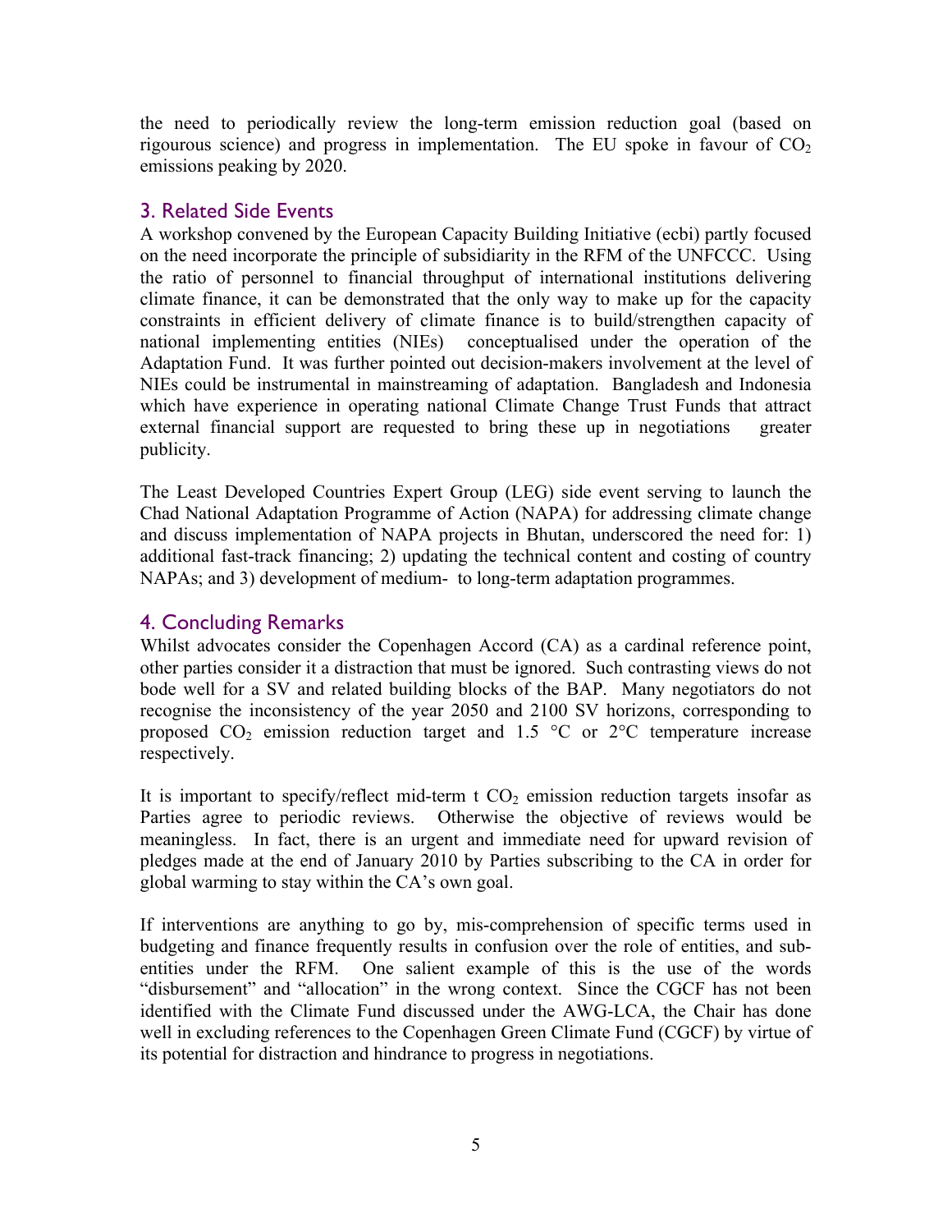the need to periodically review the long-term emission reduction goal (based on rigourous science) and progress in implementation. The EU spoke in favour of $CO_2$ emissions peaking by 2020.

## 3. Related Side Events

A workshop convened by the European Capacity Building Initiative (ecbi) partly focused on the need incorporate the principle of subsidiarity in the RFM of the UNFCCC. Using the ratio of personnel to financial throughput of international institutions delivering climate finance, it can be demonstrated that the only way to make up for the capacity constraints in efficient delivery of climate finance is to build/strengthen capacity of national implementing entities (NIEs) conceptualised under the operation of the Adaptation Fund. It was further pointed out decision-makers involvement at the level of NIEs could be instrumental in mainstreaming of adaptation. Bangladesh and Indonesia which have experience in operating national Climate Change Trust Funds that attract external financial support are requested to bring these up in negotiations greater publicity.

The Least Developed Countries Expert Group (LEG) side event serving to launch the Chad National Adaptation Programme of Action (NAPA) for addressing climate change and discuss implementation of NAPA projects in Bhutan, underscored the need for: 1) additional fast-track financing; 2) updating the technical content and costing of country NAPAs; and 3) development of medium- to long-term adaptation programmes.

## 4. Concluding Remarks

Whilst advocates consider the Copenhagen Accord (CA) as a cardinal reference point, other parties consider it a distraction that must be ignored. Such contrasting views do not bode well for a SV and related building blocks of the BAP. Many negotiators do not recognise the inconsistency of the year 2050 and 2100 SV horizons, corresponding to proposed $CO_2$ emission reduction target and 1.5 °C or 2°C temperature increase respectively.

It is important to specify/reflect mid-term t $CO_2$ emission reduction targets insofar as Parties agree to periodic reviews. Otherwise the objective of reviews would be meaningless. In fact, there is an urgent and immediate need for upward revision of pledges made at the end of January 2010 by Parties subscribing to the CA in order for global warming to stay within the CA's own goal.

If interventions are anything to go by, mis-comprehension of specific terms used in budgeting and finance frequently results in confusion over the role of entities, and sub-entities under the RFM. One salient example of this is the use of the words "disbursement" and "allocation" in the wrong context. Since the CGCF has not been identified with the Climate Fund discussed under the AWG-LCA, the Chair has done well in excluding references to the Copenhagen Green Climate Fund (CGCF) by virtue of its potential for distraction and hindrance to progress in negotiations.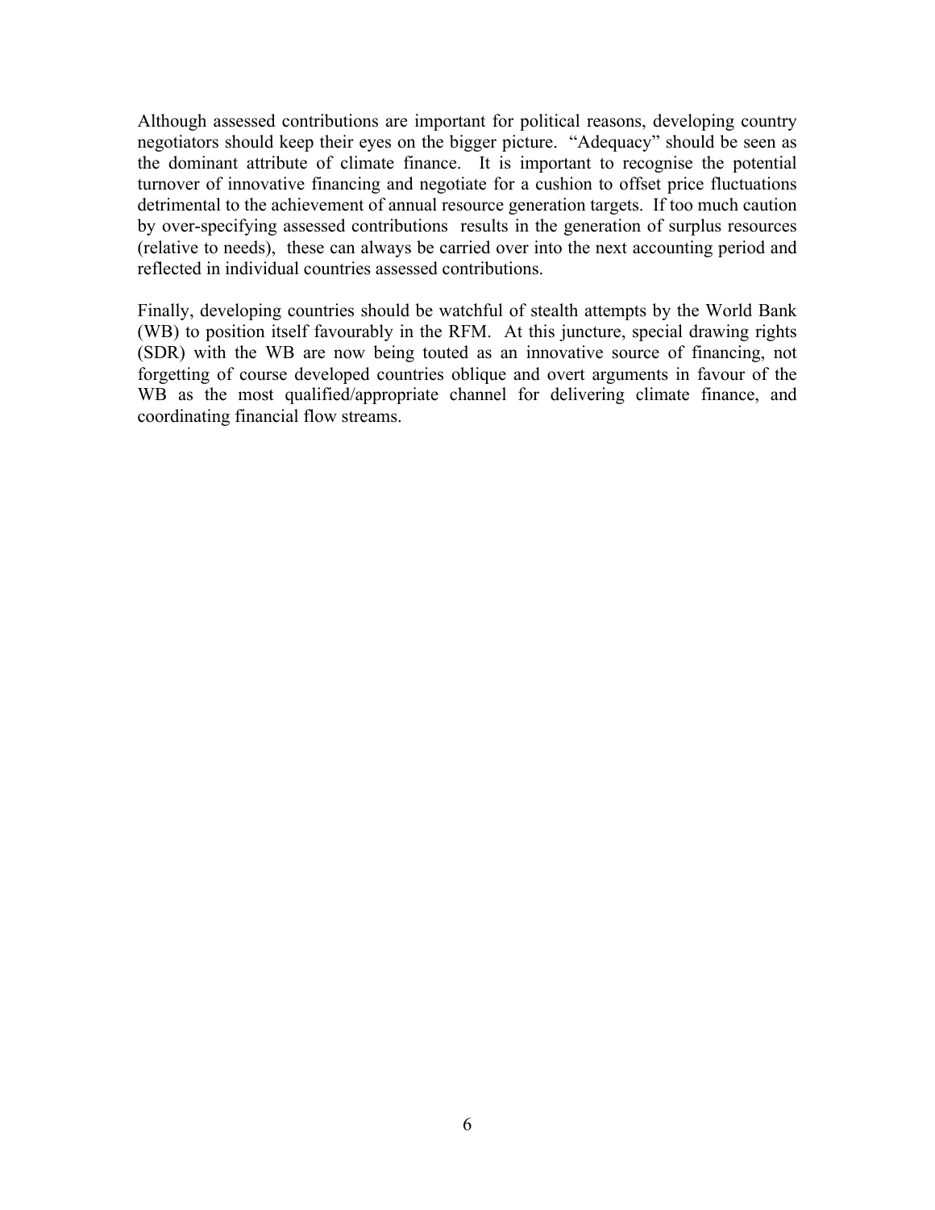Although assessed contributions are important for political reasons, developing country negotiators should keep their eyes on the bigger picture. "Adequacy" should be seen as the dominant attribute of climate finance. It is important to recognise the potential turnover of innovative financing and negotiate for a cushion to offset price fluctuations detrimental to the achievement of annual resource generation targets. If too much caution by over-specifying assessed contributions results in the generation of surplus resources (relative to needs), these can always be carried over into the next accounting period and reflected in individual countries assessed contributions.

Finally, developing countries should be watchful of stealth attempts by the World Bank (WB) to position itself favourably in the RFM. At this juncture, special drawing rights (SDR) with the WB are now being touted as an innovative source of financing, not forgetting of course developed countries oblique and overt arguments in favour of the WB as the most qualified/appropriate channel for delivering climate finance, and coordinating financial flow streams.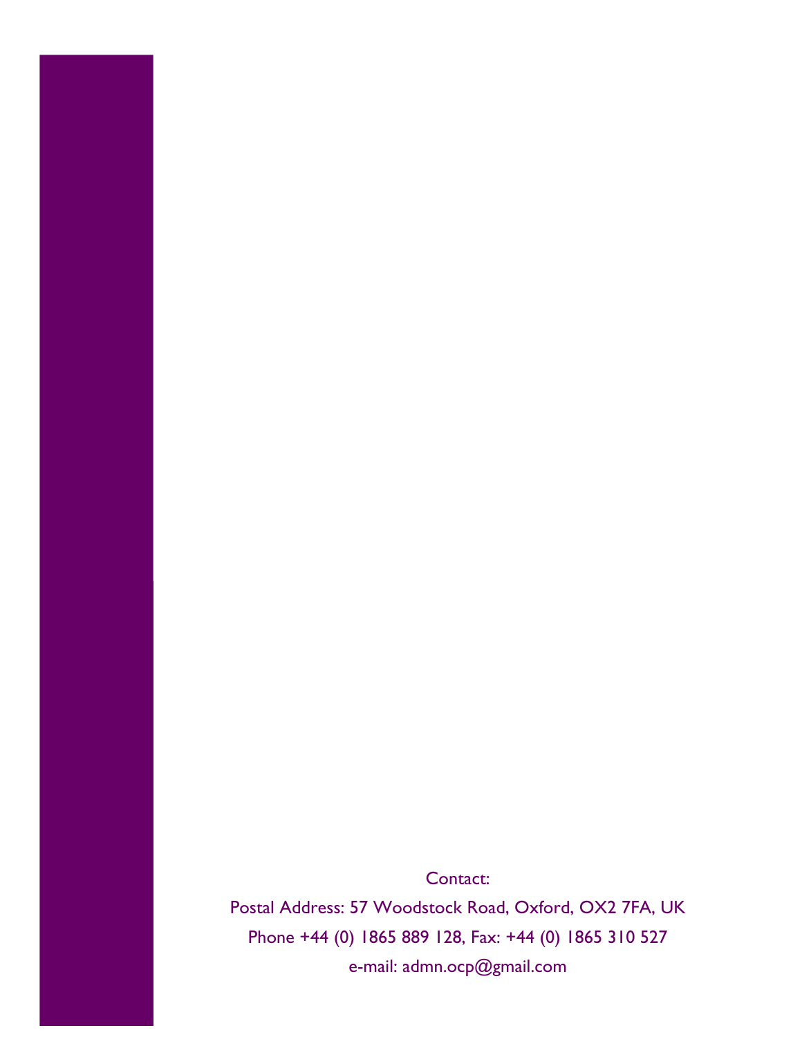Contact:

Postal Address: 57 Woodstock Road, Oxford, OX2 7FA, UK

Phone +44 (0) 1865 889 128, Fax: +44 (0) 1865 310 527

e-mail: admn.ocp@gmail.com